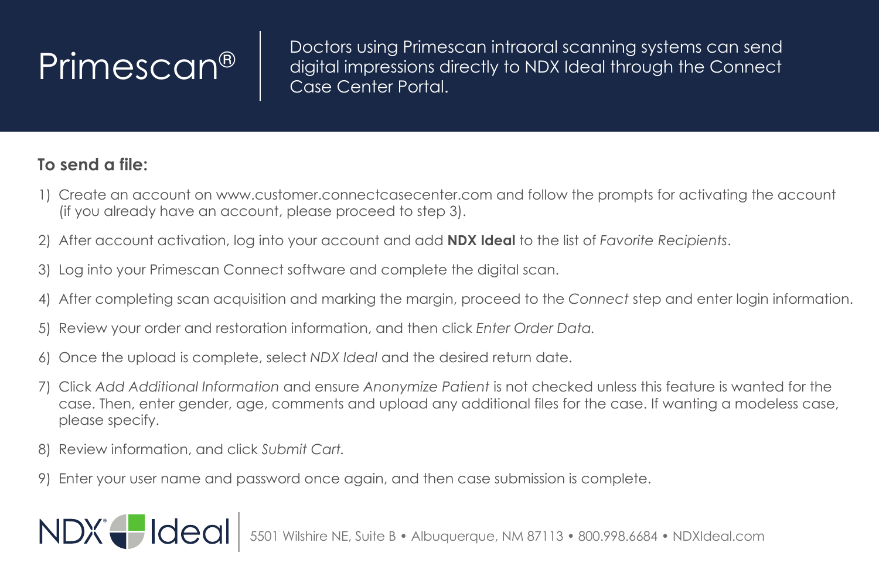# Primescan®

Doctors using Primescan intraoral scanning systems can send digital impressions directly to NDX Ideal through the Connect Case Center Portal.

**To send a file:**

1) Create an account on www.customer.connectcasecenter.com and follow the prompts for activating the account (if you already have an account, please proceed to step 3).
2) After account activation, log into your account and add **NDX Ideal** to the list of *Favorite Recipients*.
3) Log into your Primescan Connect software and complete the digital scan.
4) After completing scan acquisition and marking the margin, proceed to the *Connect* step and enter login information.
5) Review your order and restoration information, and then click *Enter Order Data.*
6) Once the upload is complete, select *NDX Ideal* and the desired return date.
7) Click *Add Additional Information* and ensure *Anonymize Patient* is not checked unless this feature is wanted for the case. Then, enter gender, age, comments and upload any additional files for the case. If wanting a modeless case, please specify.
8) Review information, and click *Submit Cart.*
9) Enter your user name and password once again, and then case submission is complete.

NDX Ideal | 5501 Wilshire NE, Suite B • Albuquerque, NM 87113 • 800.998.6684 • NDXIdeal.com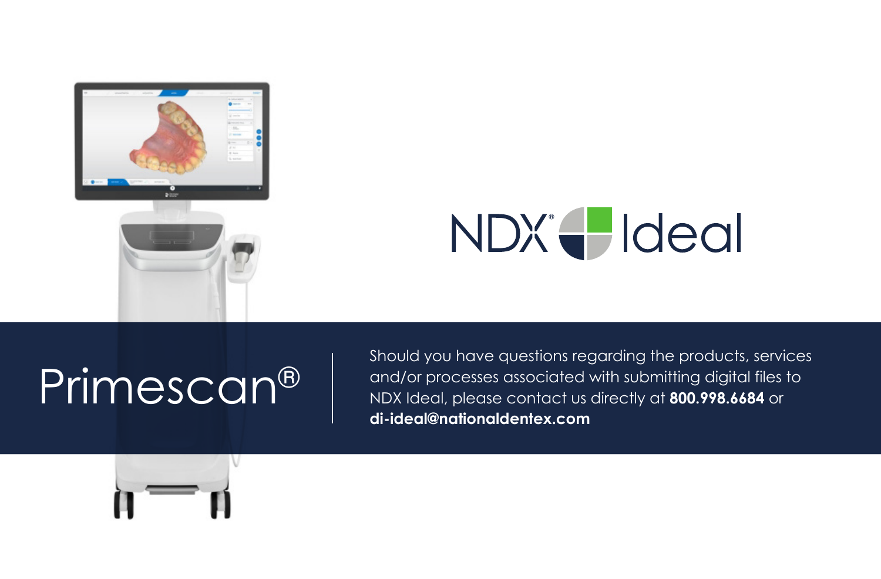NDX® Ideal

# Primescan®

Should you have questions regarding the products, services and/or processes associated with submitting digital files to NDX Ideal, please contact us directly at **800.998.6684** or **di-ideal@nationaldentex.com**